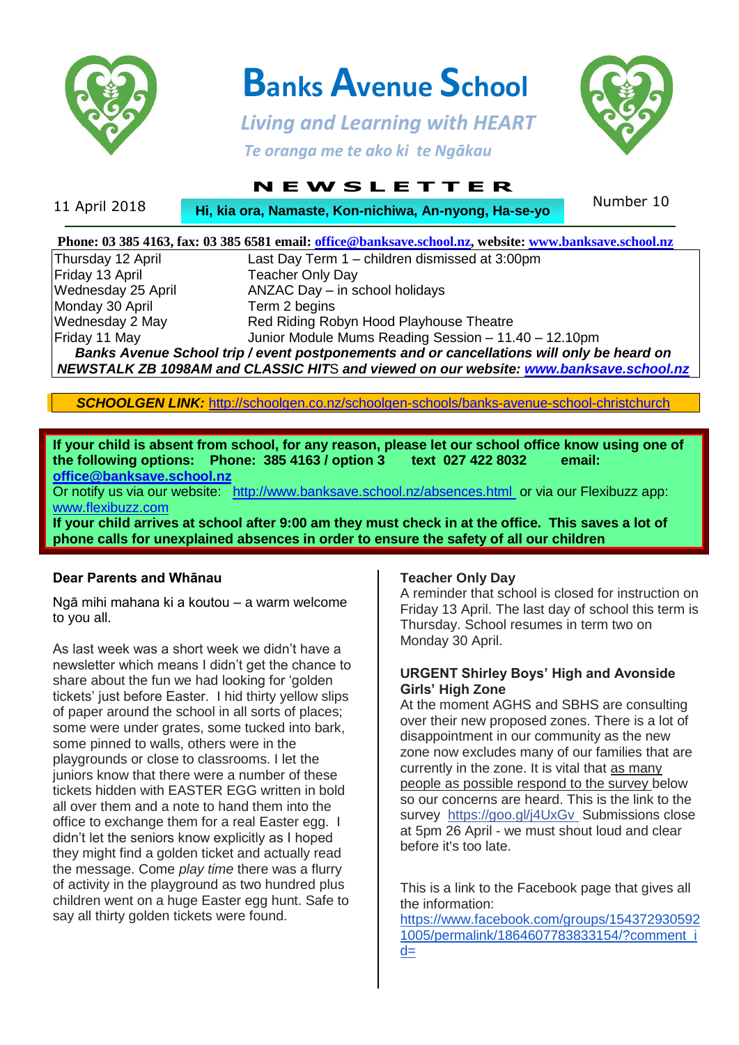# Banks Avenue School

*Living and Learning with HEART*

*Te oranga me te ako ki te Ngākau*

## NEWSLETTER

11 April 2018 — **Hi, kia ora, Namaste, Kon-nichiwa, An-nyong, Ha-se-yo** — Number 10

**Phone: 03 385 4163, fax: 03 385 6581 email: [office@banksave.school.nz](mailto:office@banksave.school.nz), website: [www.banksave.school.nz](http://www.banksave.school.nz)**

| | |
|---|---|
| Thursday 12 April | Last Day Term 1 – children dismissed at 3:00pm |
| Friday 13 April | Teacher Only Day |
| Wednesday 25 April | ANZAC Day – in school holidays |
| Monday 30 April | Term 2 begins |
| Wednesday 2 May | Red Riding Robyn Hood Playhouse Theatre |
| Friday 11 May | Junior Module Mums Reading Session – 11.40 – 12.10pm |

***Banks Avenue School trip / event postponements and or cancellations will only be heard on NEWSTALK ZB 1098AM and CLASSIC HITS and viewed on our website: [www.banksave.school.nz](http://www.banksave.school.nz)***

***SCHOOLGEN LINK:*** http://schoolgen.co.nz/schoolgen-schools/banks-avenue-school-christchurch

**If your child is absent from school, for any reason, please let our school office know using one of the following options: Phone: 385 4163 / option 3 text 027 422 8032 email: [office@banksave.school.nz](mailto:office@banksave.school.nz)**
Or notify us via our website: http://www.banksave.school.nz/absences.html or via our Flexibuzz app: www.flexibuzz.com
**If your child arrives at school after 9:00 am they must check in at the office. This saves a lot of phone calls for unexplained absences in order to ensure the safety of all our children**

**Dear Parents and Whānau**

Ngā mihi mahana ki a koutou – a warm welcome to you all.

As last week was a short week we didn't have a newsletter which means I didn't get the chance to share about the fun we had looking for 'golden tickets' just before Easter. I hid thirty yellow slips of paper around the school in all sorts of places; some were under grates, some tucked into bark, some pinned to walls, others were in the playgrounds or close to classrooms. I let the juniors know that there were a number of these tickets hidden with EASTER EGG written in bold all over them and a note to hand them into the office to exchange them for a real Easter egg. I didn't let the seniors know explicitly as I hoped they might find a golden ticket and actually read the message. Come *play time* there was a flurry of activity in the playground as two hundred plus children went on a huge Easter egg hunt. Safe to say all thirty golden tickets were found.

**Teacher Only Day**

A reminder that school is closed for instruction on Friday 13 April. The last day of school this term is Thursday. School resumes in term two on Monday 30 April.

**URGENT Shirley Boys' High and Avonside Girls' High Zone**

At the moment AGHS and SBHS are consulting over their new proposed zones. There is a lot of disappointment in our community as the new zone now excludes many of our families that are currently in the zone. It is vital that as many people as possible respond to the survey below so our concerns are heard. This is the link to the survey https://goo.gl/j4UxGv Submissions close at 5pm 26 April - we must shout loud and clear before it's too late.

This is a link to the Facebook page that gives all the information:
https://www.facebook.com/groups/1543729305921005/permalink/1864607783833154/?comment_id=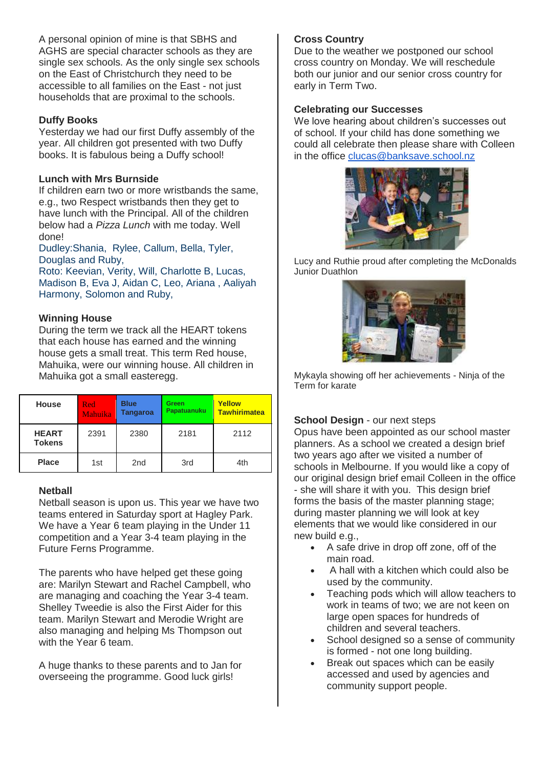A personal opinion of mine is that SBHS and AGHS are special character schools as they are single sex schools. As the only single sex schools on the East of Christchurch they need to be accessible to all families on the East - not just households that are proximal to the schools.

**Duffy Books**

Yesterday we had our first Duffy assembly of the year. All children got presented with two Duffy books. It is fabulous being a Duffy school!

**Lunch with Mrs Burnside**

If children earn two or more wristbands the same, e.g., two Respect wristbands then they get to have lunch with the Principal. All of the children below had a *Pizza Lunch* with me today. Well done!

Dudley:Shania, Rylee, Callum, Bella, Tyler, Douglas and Ruby,

Roto: Keevian, Verity, Will, Charlotte B, Lucas, Madison B, Eva J, Aidan C, Leo, Ariana , Aaliyah Harmony, Solomon and Ruby,

**Winning House**

During the term we track all the HEART tokens that each house has earned and the winning house gets a small treat. This term Red house, Mahuika, were our winning house. All children in Mahuika got a small easteregg.

| House | Red Mahuika | Blue Tangaroa | Green Papatuanuku | Yellow Tawhirimatea |
|---|---|---|---|---|
| HEART Tokens | 2391 | 2380 | 2181 | 2112 |
| Place | 1st | 2nd | 3rd | 4th |

**Netball**

Netball season is upon us. This year we have two teams entered in Saturday sport at Hagley Park. We have a Year 6 team playing in the Under 11 competition and a Year 3-4 team playing in the Future Ferns Programme.

The parents who have helped get these going are: Marilyn Stewart and Rachel Campbell, who are managing and coaching the Year 3-4 team. Shelley Tweedie is also the First Aider for this team. Marilyn Stewart and Merodie Wright are also managing and helping Ms Thompson out with the Year 6 team.

A huge thanks to these parents and to Jan for overseeing the programme. Good luck girls!

**Cross Country**

Due to the weather we postponed our school cross country on Monday. We will reschedule both our junior and our senior cross country for early in Term Two.

**Celebrating our Successes**

We love hearing about children's successes out of school. If your child has done something we could all celebrate then please share with Colleen in the office clucas@banksave.school.nz

Lucy and Ruthie proud after completing the McDonalds Junior Duathlon

Mykayla showing off her achievements - Ninja of the Term for karate

**School Design** - our next steps

Opus have been appointed as our school master planners. As a school we created a design brief two years ago after we visited a number of schools in Melbourne. If you would like a copy of our original design brief email Colleen in the office - she will share it with you. This design brief forms the basis of the master planning stage; during master planning we will look at key elements that we would like considered in our new build e.g.,

- A safe drive in drop off zone, off of the main road.
- A hall with a kitchen which could also be used by the community.
- Teaching pods which will allow teachers to work in teams of two; we are not keen on large open spaces for hundreds of children and several teachers.
- School designed so a sense of community is formed - not one long building.
- Break out spaces which can be easily accessed and used by agencies and community support people.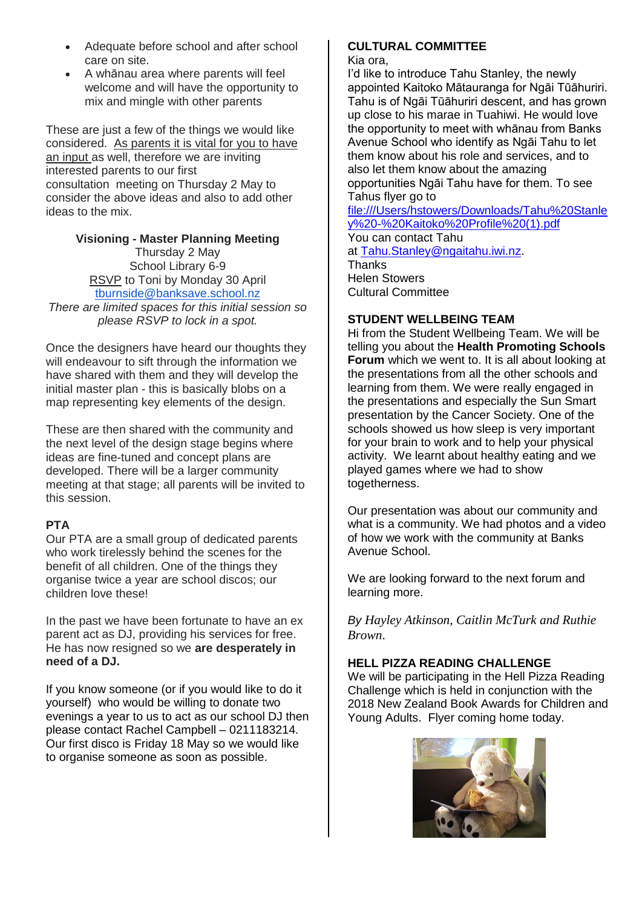- Adequate before school and after school care on site.
- A whānau area where parents will feel welcome and will have the opportunity to mix and mingle with other parents

These are just a few of the things we would like considered. As parents it is vital for you to have an input as well, therefore we are inviting interested parents to our first consultation meeting on Thursday 2 May to consider the above ideas and also to add other ideas to the mix.

**Visioning - Master Planning Meeting**
Thursday 2 May
School Library 6-9
RSVP to Toni by Monday 30 April
tburnside@banksave.school.nz
*There are limited spaces for this initial session so please RSVP to lock in a spot.*

Once the designers have heard our thoughts they will endeavour to sift through the information we have shared with them and they will develop the initial master plan - this is basically blobs on a map representing key elements of the design.

These are then shared with the community and the next level of the design stage begins where ideas are fine-tuned and concept plans are developed. There will be a larger community meeting at that stage; all parents will be invited to this session.

**PTA**

Our PTA are a small group of dedicated parents who work tirelessly behind the scenes for the benefit of all children. One of the things they organise twice a year are school discos; our children love these!

In the past we have been fortunate to have an ex parent act as DJ, providing his services for free. He has now resigned so we **are desperately in need of a DJ.**

If you know someone (or if you would like to do it yourself) who would be willing to donate two evenings a year to us to act as our school DJ then please contact Rachel Campbell – 0211183214. Our first disco is Friday 18 May so we would like to organise someone as soon as possible.

**CULTURAL COMMITTEE**

Kia ora,
I'd like to introduce Tahu Stanley, the newly appointed Kaitoko Mātauranga for Ngāi Tūāhuriri. Tahu is of Ngāi Tūāhuriri descent, and has grown up close to his marae in Tuahiwi. He would love the opportunity to meet with whānau from Banks Avenue School who identify as Ngāi Tahu to let them know about his role and services, and to also let them know about the amazing opportunities Ngāi Tahu have for them. To see Tahus flyer go to file:///Users/hstowers/Downloads/Tahu%20Stanley%20-%20Kaitoko%20Profile%20(1).pdf
You can contact Tahu at Tahu.Stanley@ngaitahu.iwi.nz.
Thanks
Helen Stowers
Cultural Committee

**STUDENT WELLBEING TEAM**

Hi from the Student Wellbeing Team. We will be telling you about the **Health Promoting Schools Forum** which we went to. It is all about looking at the presentations from all the other schools and learning from them. We were really engaged in the presentations and especially the Sun Smart presentation by the Cancer Society. One of the schools showed us how sleep is very important for your brain to work and to help your physical activity. We learnt about healthy eating and we played games where we had to show togetherness.

Our presentation was about our community and what is a community. We had photos and a video of how we work with the community at Banks Avenue School.

We are looking forward to the next forum and learning more.

*By Hayley Atkinson, Caitlin McTurk and Ruthie Brown.*

**HELL PIZZA READING CHALLENGE**

We will be participating in the Hell Pizza Reading Challenge which is held in conjunction with the 2018 New Zealand Book Awards for Children and Young Adults. Flyer coming home today.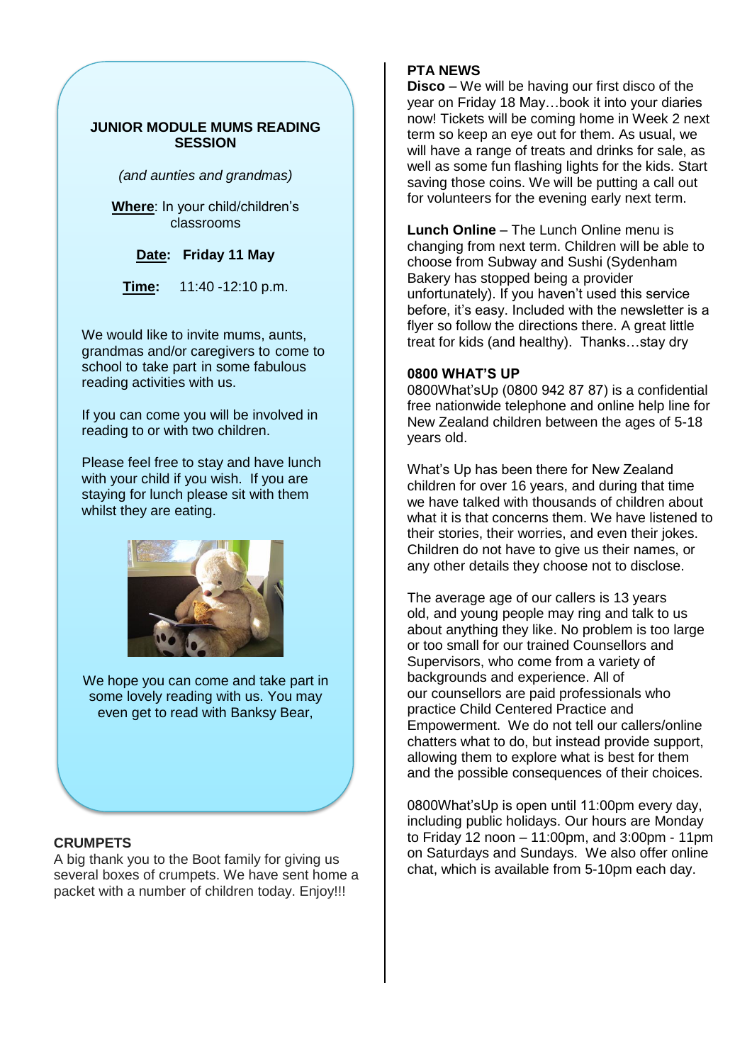## JUNIOR MODULE MUMS READING SESSION

*(and aunties and grandmas)*

**Where**: In your child/children's classrooms

**Date: Friday 11 May**

**Time:** 11:40 -12:10 p.m.

We would like to invite mums, aunts, grandmas and/or caregivers to come to school to take part in some fabulous reading activities with us.

If you can come you will be involved in reading to or with two children.

Please feel free to stay and have lunch with your child if you wish. If you are staying for lunch please sit with them whilst they are eating.

We hope you can come and take part in some lovely reading with us. You may even get to read with Banksy Bear,

## CRUMPETS

A big thank you to the Boot family for giving us several boxes of crumpets. We have sent home a packet with a number of children today. Enjoy!!!

## PTA NEWS

**Disco** – We will be having our first disco of the year on Friday 18 May…book it into your diaries now! Tickets will be coming home in Week 2 next term so keep an eye out for them. As usual, we will have a range of treats and drinks for sale, as well as some fun flashing lights for the kids. Start saving those coins. We will be putting a call out for volunteers for the evening early next term.

**Lunch Online** – The Lunch Online menu is changing from next term. Children will be able to choose from Subway and Sushi (Sydenham Bakery has stopped being a provider unfortunately). If you haven't used this service before, it's easy. Included with the newsletter is a flyer so follow the directions there. A great little treat for kids (and healthy). Thanks…stay dry

## 0800 WHAT'S UP

0800What'sUp (0800 942 87 87) is a confidential free nationwide telephone and online help line for New Zealand children between the ages of 5-18 years old.

What's Up has been there for New Zealand children for over 16 years, and during that time we have talked with thousands of children about what it is that concerns them. We have listened to their stories, their worries, and even their jokes. Children do not have to give us their names, or any other details they choose not to disclose.

The average age of our callers is 13 years old, and young people may ring and talk to us about anything they like. No problem is too large or too small for our trained Counsellors and Supervisors, who come from a variety of backgrounds and experience. All of our counsellors are paid professionals who practice Child Centered Practice and Empowerment. We do not tell our callers/online chatters what to do, but instead provide support, allowing them to explore what is best for them and the possible consequences of their choices.

0800What'sUp is open until 11:00pm every day, including public holidays. Our hours are Monday to Friday 12 noon – 11:00pm, and 3:00pm - 11pm on Saturdays and Sundays. We also offer online chat, which is available from 5-10pm each day.